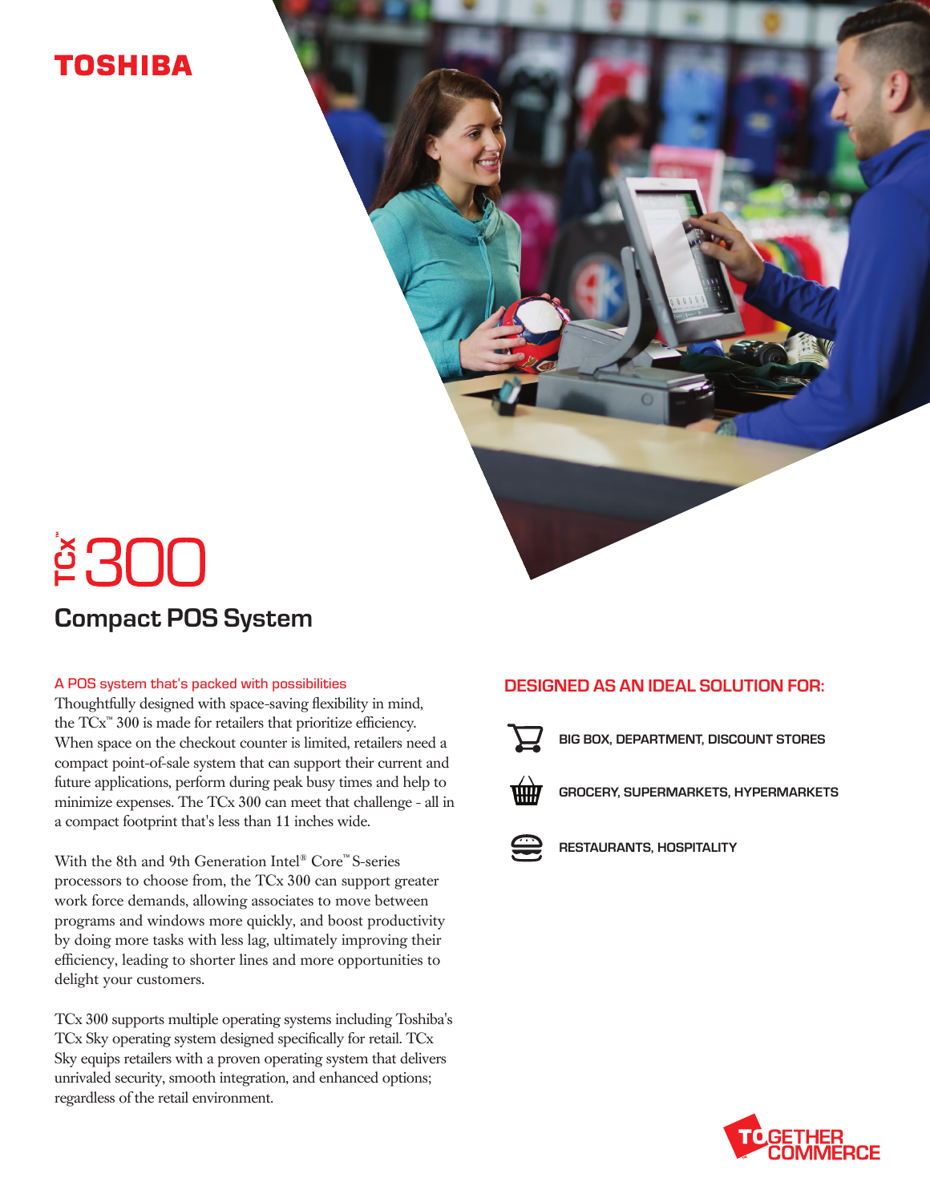TOSHIBA

# TCx™ 300

## Compact POS System

**A POS system that's packed with possibilities**

Thoughtfully designed with space-saving flexibility in mind, the TCx™ 300 is made for retailers that prioritize efficiency. When space on the checkout counter is limited, retailers need a compact point-of-sale system that can support their current and future applications, perform during peak busy times and help to minimize expenses. The TCx 300 can meet that challenge - all in a compact footprint that's less than 11 inches wide.

With the 8th and 9th Generation Intel® Core™ S-series processors to choose from, the TCx 300 can support greater work force demands, allowing associates to move between programs and windows more quickly, and boost productivity by doing more tasks with less lag, ultimately improving their efficiency, leading to shorter lines and more opportunities to delight your customers.

TCx 300 supports multiple operating systems including Toshiba's TCx Sky operating system designed specifically for retail. TCx Sky equips retailers with a proven operating system that delivers unrivaled security, smooth integration, and enhanced options; regardless of the retail environment.

### DESIGNED AS AN IDEAL SOLUTION FOR:

- BIG BOX, DEPARTMENT, DISCOUNT STORES
- GROCERY, SUPERMARKETS, HYPERMARKETS
- RESTAURANTS, HOSPITALITY

TOGETHER COMMERCE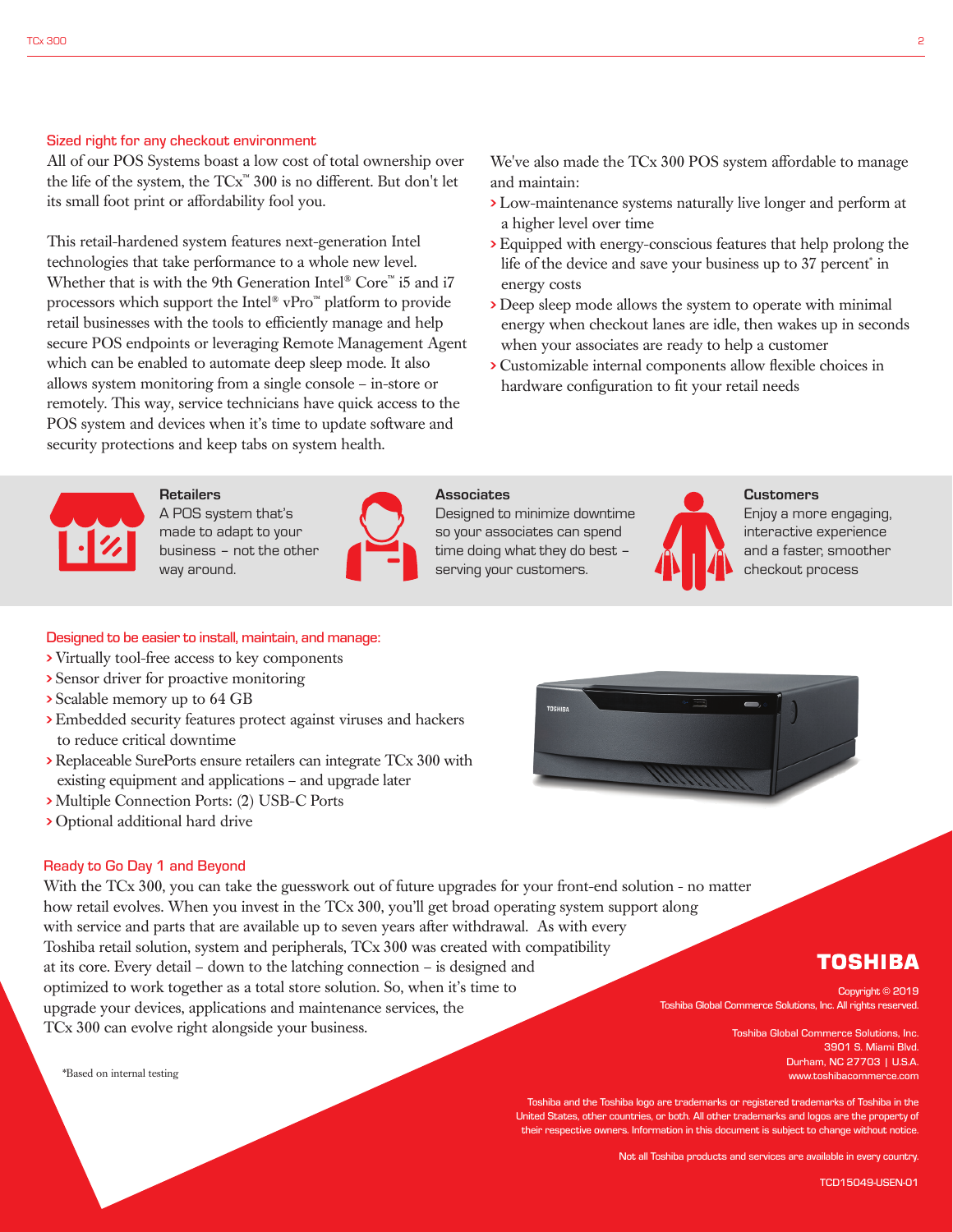## Sized right for any checkout environment

All of our POS Systems boast a low cost of total ownership over the life of the system, the TCx™ 300 is no different. But don't let its small foot print or affordability fool you.

This retail-hardened system features next-generation Intel technologies that take performance to a whole new level. Whether that is with the 9th Generation Intel® Core™ i5 and i7 processors which support the Intel® vPro™ platform to provide retail businesses with the tools to efficiently manage and help secure POS endpoints or leveraging Remote Management Agent which can be enabled to automate deep sleep mode. It also allows system monitoring from a single console – in-store or remotely. This way, service technicians have quick access to the POS system and devices when it's time to update software and security protections and keep tabs on system health.

We've also made the TCx 300 POS system affordable to manage and maintain:

- Low-maintenance systems naturally live longer and perform at a higher level over time
- Equipped with energy-conscious features that help prolong the life of the device and save your business up to 37 percent* in energy costs
- Deep sleep mode allows the system to operate with minimal energy when checkout lanes are idle, then wakes up in seconds when your associates are ready to help a customer
- Customizable internal components allow flexible choices in hardware configuration to fit your retail needs

**Retailers**
A POS system that's made to adapt to your business – not the other way around.

**Associates**
Designed to minimize downtime so your associates can spend time doing what they do best – serving your customers.

**Customers**
Enjoy a more engaging, interactive experience and a faster, smoother checkout process

## Designed to be easier to install, maintain, and manage:

- Virtually tool-free access to key components
- Sensor driver for proactive monitoring
- Scalable memory up to 64 GB
- Embedded security features protect against viruses and hackers to reduce critical downtime
- Replaceable SurePorts ensure retailers can integrate TCx 300 with existing equipment and applications – and upgrade later
- Multiple Connection Ports: (2) USB-C Ports
- Optional additional hard drive

## Ready to Go Day 1 and Beyond

With the TCx 300, you can take the guesswork out of future upgrades for your front-end solution - no matter how retail evolves. When you invest in the TCx 300, you'll get broad operating system support along with service and parts that are available up to seven years after withdrawal. As with every Toshiba retail solution, system and peripherals, TCx 300 was created with compatibility at its core. Every detail – down to the latching connection – is designed and optimized to work together as a total store solution. So, when it's time to upgrade your devices, applications and maintenance services, the TCx 300 can evolve right alongside your business.

*Based on internal testing

**TOSHIBA**

Copyright © 2019
Toshiba Global Commerce Solutions, Inc. All rights reserved.

Toshiba Global Commerce Solutions, Inc.
3901 S. Miami Blvd.
Durham, NC 27703 | U.S.A.
www.toshibacommerce.com

Toshiba and the Toshiba logo are trademarks or registered trademarks of Toshiba in the United States, other countries, or both. All other trademarks and logos are the property of their respective owners. Information in this document is subject to change without notice.

Not all Toshiba products and services are available in every country.

TCD15049-USEN-01